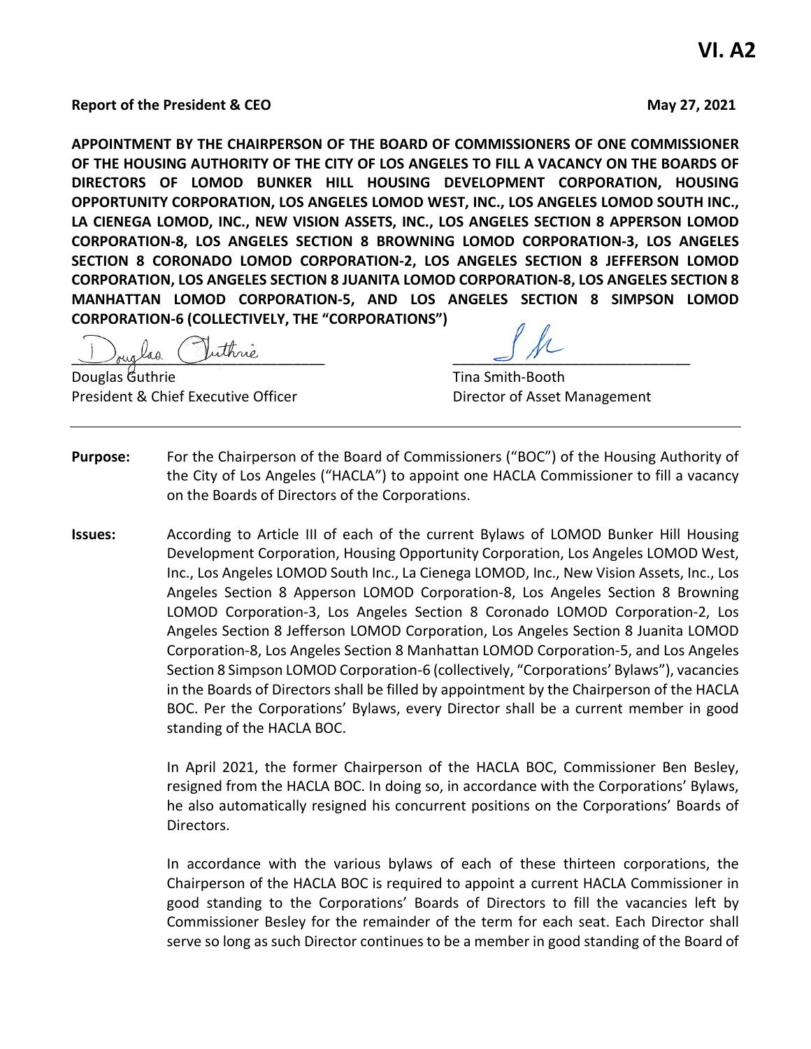# VI. A2

**Report of the President & CEO** **May 27, 2021**

**APPOINTMENT BY THE CHAIRPERSON OF THE BOARD OF COMMISSIONERS OF ONE COMMISSIONER OF THE HOUSING AUTHORITY OF THE CITY OF LOS ANGELES TO FILL A VACANCY ON THE BOARDS OF DIRECTORS OF LOMOD BUNKER HILL HOUSING DEVELOPMENT CORPORATION, HOUSING OPPORTUNITY CORPORATION, LOS ANGELES LOMOD WEST, INC., LOS ANGELES LOMOD SOUTH INC., LA CIENEGA LOMOD, INC., NEW VISION ASSETS, INC., LOS ANGELES SECTION 8 APPERSON LOMOD CORPORATION-8, LOS ANGELES SECTION 8 BROWNING LOMOD CORPORATION-3, LOS ANGELES SECTION 8 CORONADO LOMOD CORPORATION-2, LOS ANGELES SECTION 8 JEFFERSON LOMOD CORPORATION, LOS ANGELES SECTION 8 JUANITA LOMOD CORPORATION-8, LOS ANGELES SECTION 8 MANHATTAN LOMOD CORPORATION-5, AND LOS ANGELES SECTION 8 SIMPSON LOMOD CORPORATION-6 (COLLECTIVELY, THE "CORPORATIONS")**

Douglas Guthrie
President & Chief Executive Officer

Tina Smith-Booth
Director of Asset Management

---

**Purpose:** For the Chairperson of the Board of Commissioners ("BOC") of the Housing Authority of the City of Los Angeles ("HACLA") to appoint one HACLA Commissioner to fill a vacancy on the Boards of Directors of the Corporations.

**Issues:** According to Article III of each of the current Bylaws of LOMOD Bunker Hill Housing Development Corporation, Housing Opportunity Corporation, Los Angeles LOMOD West, Inc., Los Angeles LOMOD South Inc., La Cienega LOMOD, Inc., New Vision Assets, Inc., Los Angeles Section 8 Apperson LOMOD Corporation-8, Los Angeles Section 8 Browning LOMOD Corporation-3, Los Angeles Section 8 Coronado LOMOD Corporation-2, Los Angeles Section 8 Jefferson LOMOD Corporation, Los Angeles Section 8 Juanita LOMOD Corporation-8, Los Angeles Section 8 Manhattan LOMOD Corporation-5, and Los Angeles Section 8 Simpson LOMOD Corporation-6 (collectively, "Corporations' Bylaws"), vacancies in the Boards of Directors shall be filled by appointment by the Chairperson of the HACLA BOC. Per the Corporations' Bylaws, every Director shall be a current member in good standing of the HACLA BOC.

In April 2021, the former Chairperson of the HACLA BOC, Commissioner Ben Besley, resigned from the HACLA BOC. In doing so, in accordance with the Corporations' Bylaws, he also automatically resigned his concurrent positions on the Corporations' Boards of Directors.

In accordance with the various bylaws of each of these thirteen corporations, the Chairperson of the HACLA BOC is required to appoint a current HACLA Commissioner in good standing to the Corporations' Boards of Directors to fill the vacancies left by Commissioner Besley for the remainder of the term for each seat. Each Director shall serve so long as such Director continues to be a member in good standing of the Board of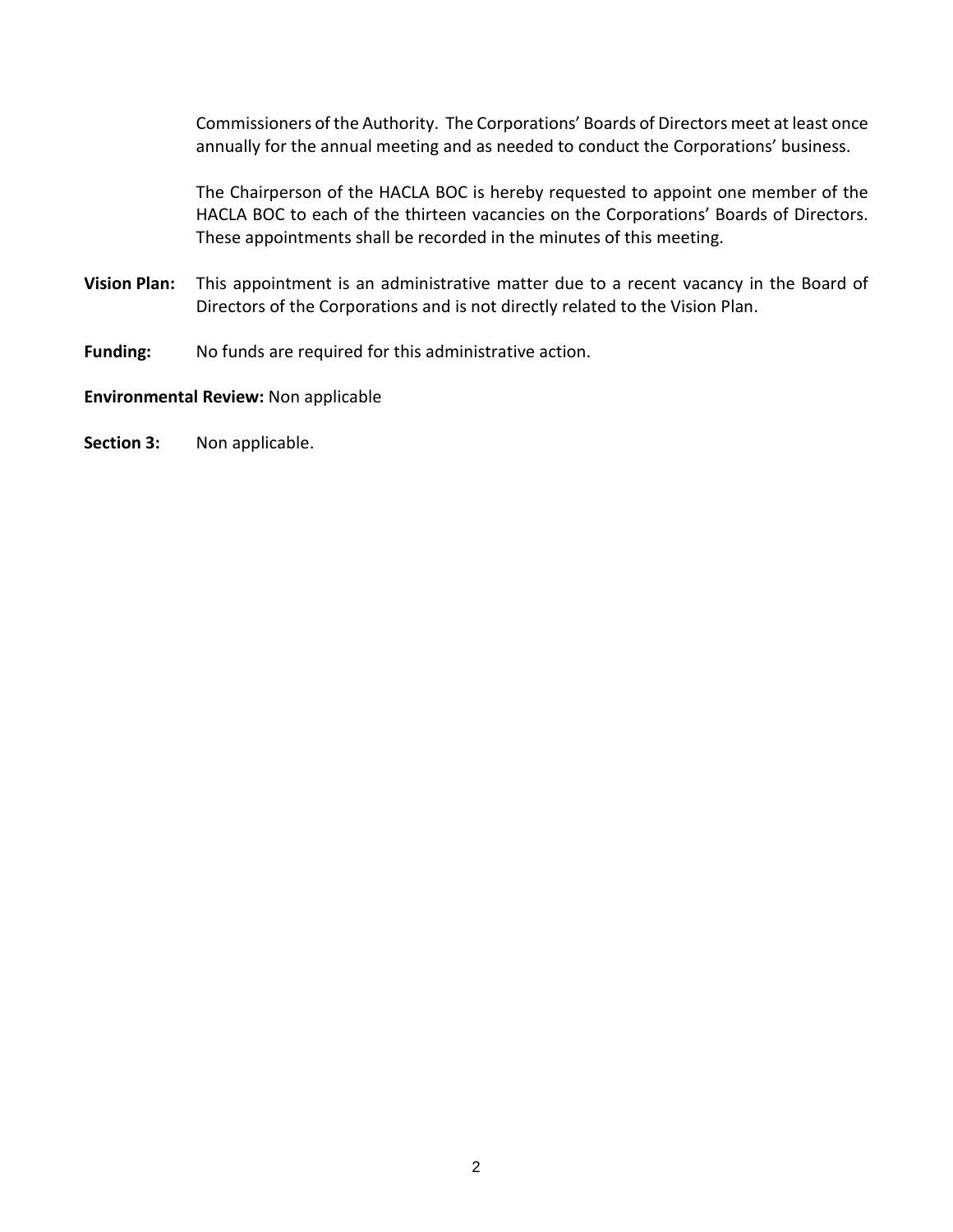Commissioners of the Authority. The Corporations' Boards of Directors meet at least once annually for the annual meeting and as needed to conduct the Corporations' business.

The Chairperson of the HACLA BOC is hereby requested to appoint one member of the HACLA BOC to each of the thirteen vacancies on the Corporations' Boards of Directors. These appointments shall be recorded in the minutes of this meeting.

**Vision Plan:** This appointment is an administrative matter due to a recent vacancy in the Board of Directors of the Corporations and is not directly related to the Vision Plan.

**Funding:** No funds are required for this administrative action.

**Environmental Review:** Non applicable

**Section 3:** Non applicable.